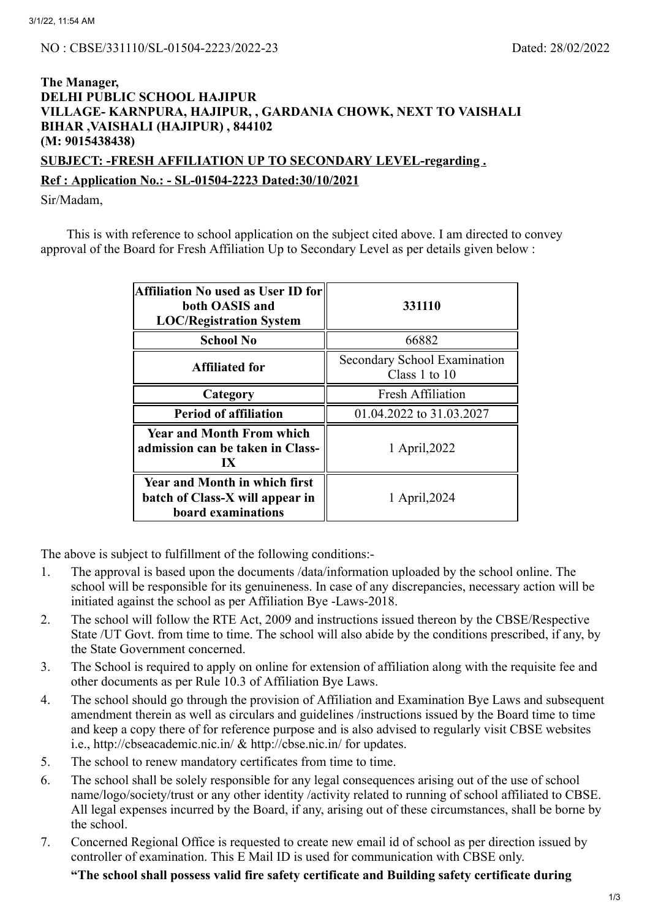NO : CBSE/331110/SL-01504-2223/2022-23 Dated: 28/02/2022

**The Manager,**
**DELHI PUBLIC SCHOOL HAJIPUR**
**VILLAGE- KARNPURA, HAJIPUR, , GARDANIA CHOWK, NEXT TO VAISHALI**
**BIHAR ,VAISHALI (HAJIPUR) , 844102**
**(M: 9015438438)**

**SUBJECT: -FRESH AFFILIATION UP TO SECONDARY LEVEL-regarding .**

**Ref : Application No.: - SL-01504-2223 Dated:30/10/2021**

Sir/Madam,

This is with reference to school application on the subject cited above. I am directed to convey approval of the Board for Fresh Affiliation Up to Secondary Level as per details given below :

| **Affiliation No used as User ID for both OASIS and LOC/Registration System** | **331110** |
|---|---|
| **School No** | 66882 |
| **Affiliated for** | Secondary School Examination Class 1 to 10 |
| **Category** | Fresh Affiliation |
| **Period of affiliation** | 01.04.2022 to 31.03.2027 |
| **Year and Month From which admission can be taken in Class-IX** | 1 April,2022 |
| **Year and Month in which first batch of Class-X will appear in board examinations** | 1 April,2024 |

The above is subject to fulfillment of the following conditions:-

1. The approval is based upon the documents /data/information uploaded by the school online. The school will be responsible for its genuineness. In case of any discrepancies, necessary action will be initiated against the school as per Affiliation Bye -Laws-2018.
2. The school will follow the RTE Act, 2009 and instructions issued thereon by the CBSE/Respective State /UT Govt. from time to time. The school will also abide by the conditions prescribed, if any, by the State Government concerned.
3. The School is required to apply on online for extension of affiliation along with the requisite fee and other documents as per Rule 10.3 of Affiliation Bye Laws.
4. The school should go through the provision of Affiliation and Examination Bye Laws and subsequent amendment therein as well as circulars and guidelines /instructions issued by the Board time to time and keep a copy there of for reference purpose and is also advised to regularly visit CBSE websites i.e., http://cbseacademic.nic.in/ & http://cbse.nic.in/ for updates.
5. The school to renew mandatory certificates from time to time.
6. The school shall be solely responsible for any legal consequences arising out of the use of school name/logo/society/trust or any other identity /activity related to running of school affiliated to CBSE. All legal expenses incurred by the Board, if any, arising out of these circumstances, shall be borne by the school.
7. Concerned Regional Office is requested to create new email id of school as per direction issued by controller of examination. This E Mail ID is used for communication with CBSE only.

   **"The school shall possess valid fire safety certificate and Building safety certificate during**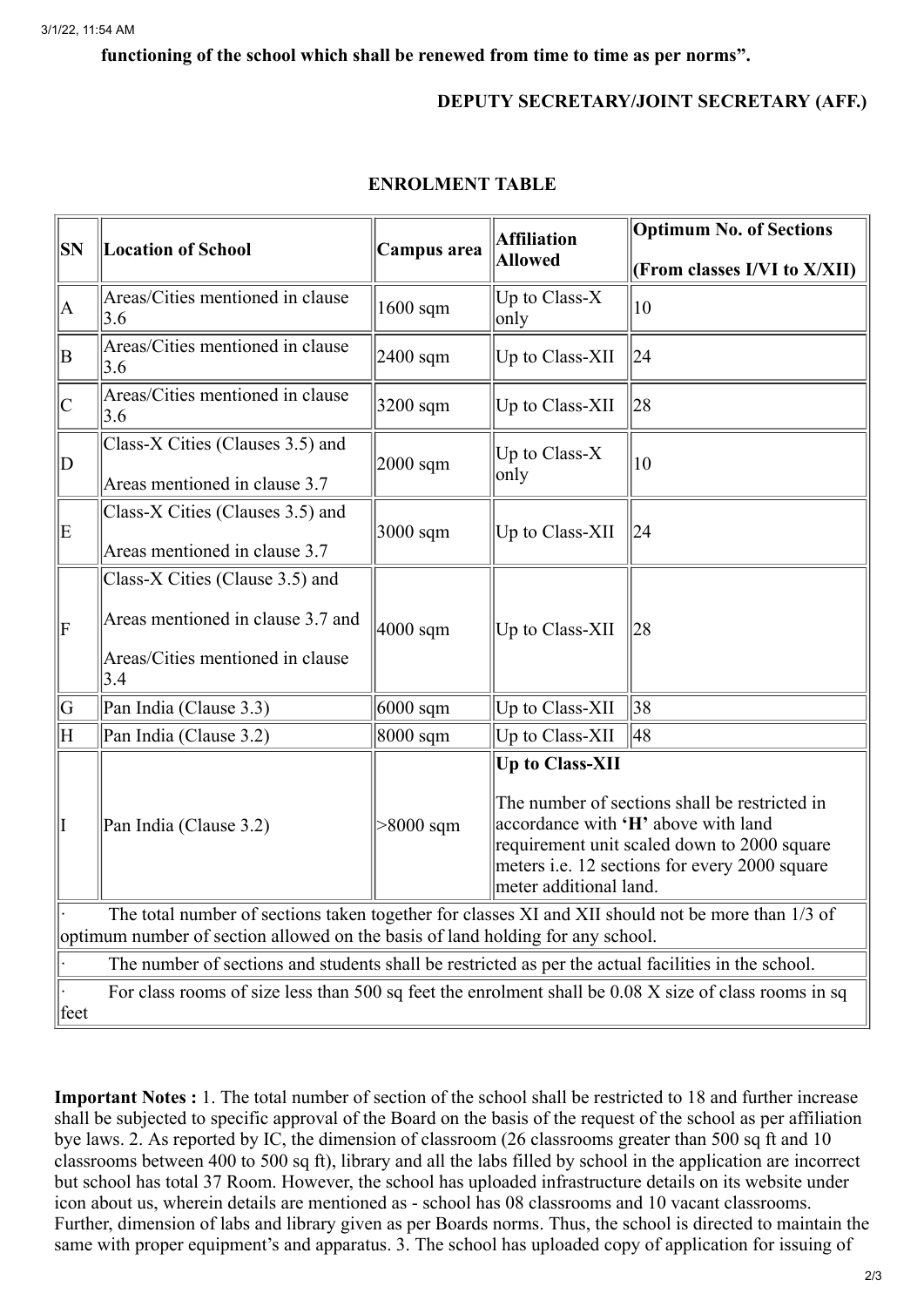**functioning of the school which shall be renewed from time to time as per norms".**

**DEPUTY SECRETARY/JOINT SECRETARY (AFF.)**

## ENROLMENT TABLE

| SN | Location of School | Campus area | Affiliation Allowed | Optimum No. of Sections (From classes I/VI to X/XII) |
|---|---|---|---|---|
| A | Areas/Cities mentioned in clause 3.6 | 1600 sqm | Up to Class-X only | 10 |
| B | Areas/Cities mentioned in clause 3.6 | 2400 sqm | Up to Class-XII | 24 |
| C | Areas/Cities mentioned in clause 3.6 | 3200 sqm | Up to Class-XII | 28 |
| D | Class-X Cities (Clauses 3.5) and Areas mentioned in clause 3.7 | 2000 sqm | Up to Class-X only | 10 |
| E | Class-X Cities (Clauses 3.5) and Areas mentioned in clause 3.7 | 3000 sqm | Up to Class-XII | 24 |
| F | Class-X Cities (Clause 3.5) and Areas mentioned in clause 3.7 and Areas/Cities mentioned in clause 3.4 | 4000 sqm | Up to Class-XII | 28 |
| G | Pan India (Clause 3.3) | 6000 sqm | Up to Class-XII | 38 |
| H | Pan India (Clause 3.2) | 8000 sqm | Up to Class-XII | 48 |
| I | Pan India (Clause 3.2) | >8000 sqm | **Up to Class-XII** The number of sections shall be restricted in accordance with **'H'** above with land requirement unit scaled down to 2000 square meters i.e. 12 sections for every 2000 square meter additional land. | |
| · The total number of sections taken together for classes XI and XII should not be more than 1/3 of optimum number of section allowed on the basis of land holding for any school. | | | | |
| · The number of sections and students shall be restricted as per the actual facilities in the school. | | | | |
| · For class rooms of size less than 500 sq feet the enrolment shall be 0.08 X size of class rooms in sq feet | | | | |

**Important Notes :** 1. The total number of section of the school shall be restricted to 18 and further increase shall be subjected to specific approval of the Board on the basis of the request of the school as per affiliation bye laws. 2. As reported by IC, the dimension of classroom (26 classrooms greater than 500 sq ft and 10 classrooms between 400 to 500 sq ft), library and all the labs filled by school in the application are incorrect but school has total 37 Room. However, the school has uploaded infrastructure details on its website under icon about us, wherein details are mentioned as - school has 08 classrooms and 10 vacant classrooms. Further, dimension of labs and library given as per Boards norms. Thus, the school is directed to maintain the same with proper equipment's and apparatus. 3. The school has uploaded copy of application for issuing of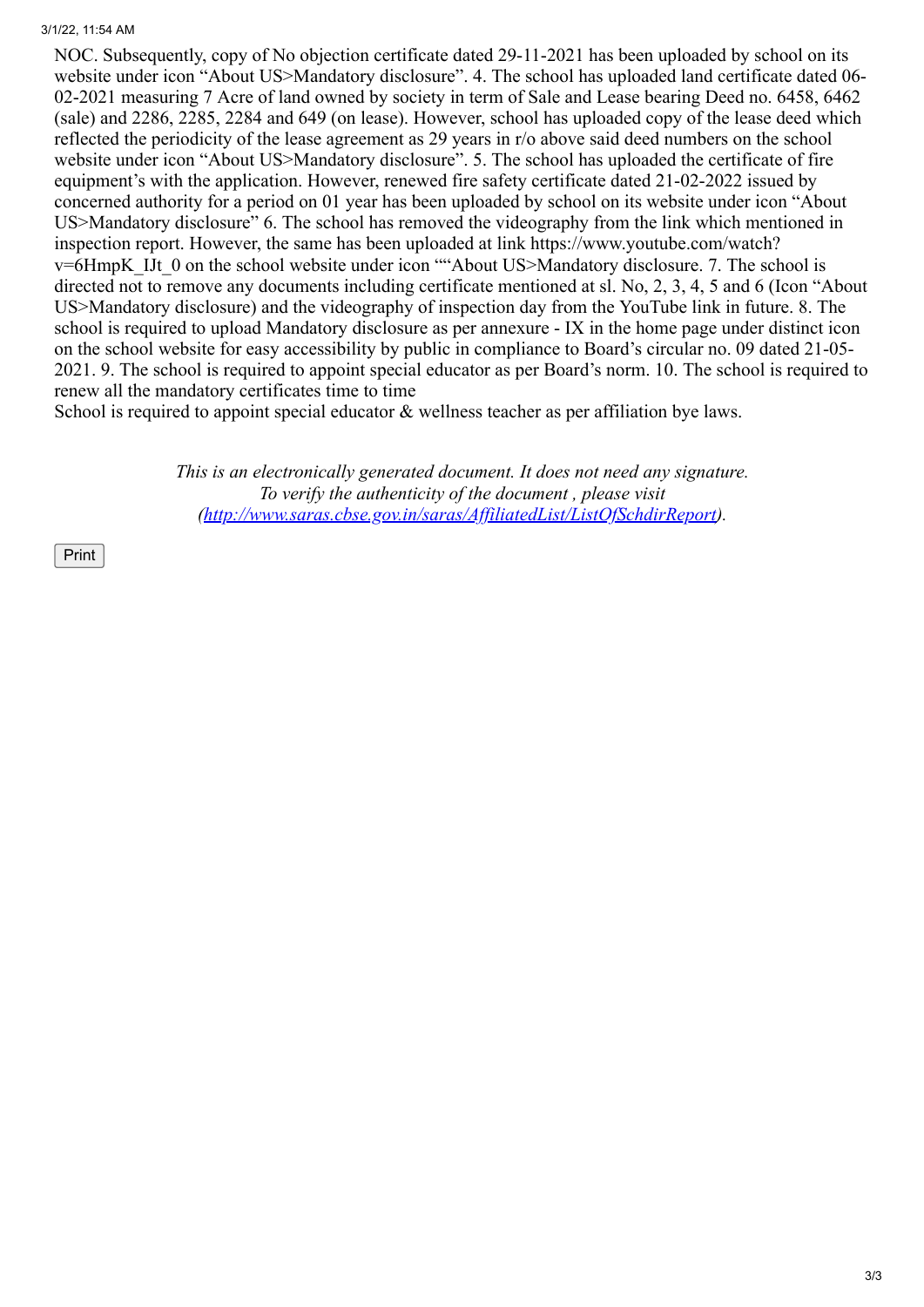NOC. Subsequently, copy of No objection certificate dated 29-11-2021 has been uploaded by school on its website under icon "About US>Mandatory disclosure". 4. The school has uploaded land certificate dated 06-02-2021 measuring 7 Acre of land owned by society in term of Sale and Lease bearing Deed no. 6458, 6462 (sale) and 2286, 2285, 2284 and 649 (on lease). However, school has uploaded copy of the lease deed which reflected the periodicity of the lease agreement as 29 years in r/o above said deed numbers on the school website under icon "About US>Mandatory disclosure". 5. The school has uploaded the certificate of fire equipment's with the application. However, renewed fire safety certificate dated 21-02-2022 issued by concerned authority for a period on 01 year has been uploaded by school on its website under icon "About US>Mandatory disclosure" 6. The school has removed the videography from the link which mentioned in inspection report. However, the same has been uploaded at link https://www.youtube.com/watch?v=6HmpK_IJt_0 on the school website under icon ""About US>Mandatory disclosure. 7. The school is directed not to remove any documents including certificate mentioned at sl. No, 2, 3, 4, 5 and 6 (Icon "About US>Mandatory disclosure) and the videography of inspection day from the YouTube link in future. 8. The school is required to upload Mandatory disclosure as per annexure - IX in the home page under distinct icon on the school website for easy accessibility by public in compliance to Board's circular no. 09 dated 21-05-2021. 9. The school is required to appoint special educator as per Board's norm. 10. The school is required to renew all the mandatory certificates time to time

School is required to appoint special educator & wellness teacher as per affiliation bye laws.

*This is an electronically generated document. It does not need any signature.*
*To verify the authenticity of the document , please visit*
*(http://www.saras.cbse.gov.in/saras/AffiliatedList/ListOfSchdirReport).*

Print